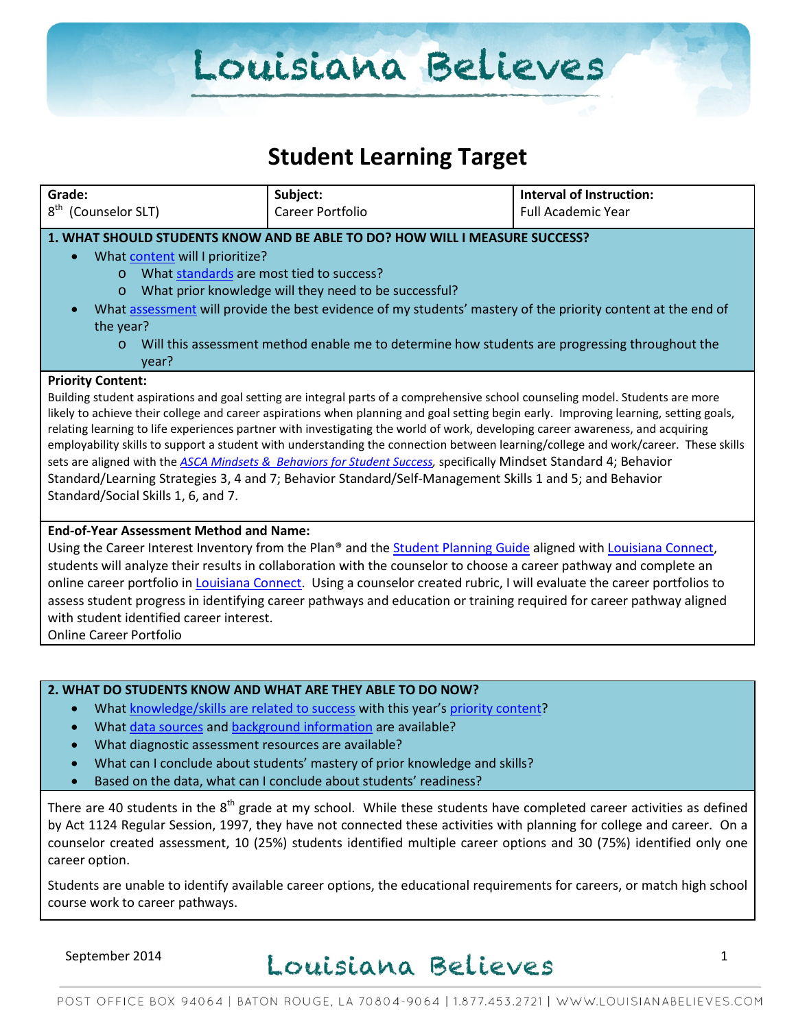# Student Learning Target

| Grade: | Subject: | Interval of Instruction: |
| --- | --- | --- |
| 8th (Counselor SLT) | Career Portfolio | Full Academic Year |

## 1. WHAT SHOULD STUDENTS KNOW AND BE ABLE TO DO? HOW WILL I MEASURE SUCCESS?

- What content will I prioritize?
  - What standards are most tied to success?
  - What prior knowledge will they need to be successful?
- What assessment will provide the best evidence of my students' mastery of the priority content at the end of the year?
  - Will this assessment method enable me to determine how students are progressing throughout the year?

**Priority Content:**

Building student aspirations and goal setting are integral parts of a comprehensive school counseling model. Students are more likely to achieve their college and career aspirations when planning and goal setting begin early. Improving learning, setting goals, relating learning to life experiences partner with investigating the world of work, developing career awareness, and acquiring employability skills to support a student with understanding the connection between learning/college and work/career. These skills sets are aligned with the *ASCA Mindsets & Behaviors for Student Success*, specifically Mindset Standard 4; Behavior Standard/Learning Strategies 3, 4 and 7; Behavior Standard/Self-Management Skills 1 and 5; and Behavior Standard/Social Skills 1, 6, and 7.

**End-of-Year Assessment Method and Name:**

Using the Career Interest Inventory from the Plan® and the Student Planning Guide aligned with Louisiana Connect, students will analyze their results in collaboration with the counselor to choose a career pathway and complete an online career portfolio in Louisiana Connect. Using a counselor created rubric, I will evaluate the career portfolios to assess student progress in identifying career pathways and education or training required for career pathway aligned with student identified career interest.

Online Career Portfolio

## 2. WHAT DO STUDENTS KNOW AND WHAT ARE THEY ABLE TO DO NOW?

- What knowledge/skills are related to success with this year's priority content?
- What data sources and background information are available?
- What diagnostic assessment resources are available?
- What can I conclude about students' mastery of prior knowledge and skills?
- Based on the data, what can I conclude about students' readiness?

There are 40 students in the 8th grade at my school. While these students have completed career activities as defined by Act 1124 Regular Session, 1997, they have not connected these activities with planning for college and career. On a counselor created assessment, 10 (25%) students identified multiple career options and 30 (75%) identified only one career option.

Students are unable to identify available career options, the educational requirements for careers, or match high school course work to career pathways.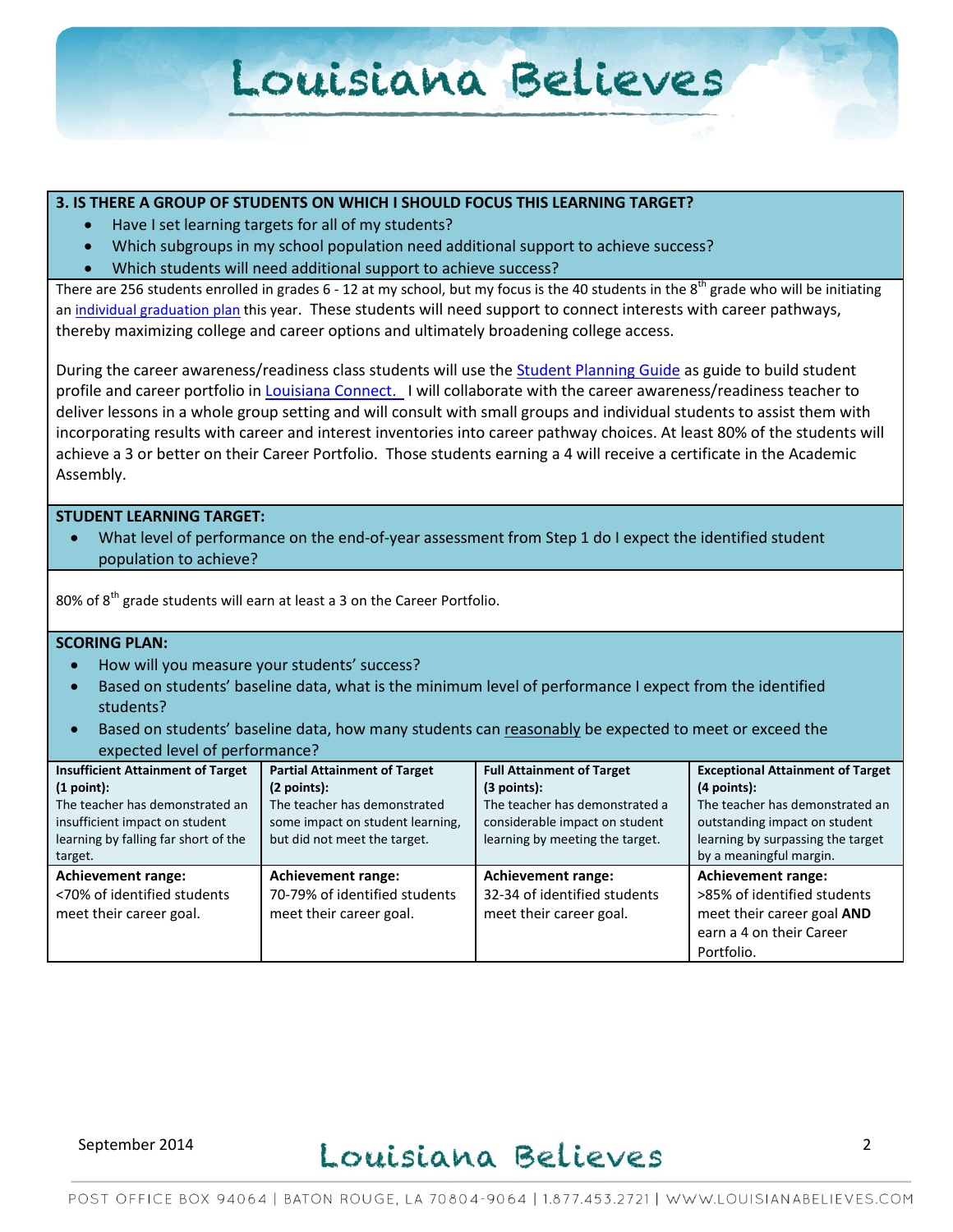**3. IS THERE A GROUP OF STUDENTS ON WHICH I SHOULD FOCUS THIS LEARNING TARGET?**

- Have I set learning targets for all of my students?
- Which subgroups in my school population need additional support to achieve success?
- Which students will need additional support to achieve success?

There are 256 students enrolled in grades 6 - 12 at my school, but my focus is the 40 students in the 8th grade who will be initiating an individual graduation plan this year. These students will need support to connect interests with career pathways, thereby maximizing college and career options and ultimately broadening college access.

During the career awareness/readiness class students will use the Student Planning Guide as guide to build student profile and career portfolio in Louisiana Connect. I will collaborate with the career awareness/readiness teacher to deliver lessons in a whole group setting and will consult with small groups and individual students to assist them with incorporating results with career and interest inventories into career pathway choices. At least 80% of the students will achieve a 3 or better on their Career Portfolio. Those students earning a 4 will receive a certificate in the Academic Assembly.

**STUDENT LEARNING TARGET:**

- What level of performance on the end-of-year assessment from Step 1 do I expect the identified student population to achieve?

80% of 8th grade students will earn at least a 3 on the Career Portfolio.

**SCORING PLAN:**

- How will you measure your students' success?
- Based on students' baseline data, what is the minimum level of performance I expect from the identified students?
- Based on students' baseline data, how many students can reasonably be expected to meet or exceed the expected level of performance?

| **Insufficient Attainment of Target (1 point):** The teacher has demonstrated an insufficient impact on student learning by falling far short of the target. | **Partial Attainment of Target (2 points):** The teacher has demonstrated some impact on student learning, but did not meet the target. | **Full Attainment of Target (3 points):** The teacher has demonstrated a considerable impact on student learning by meeting the target. | **Exceptional Attainment of Target (4 points):** The teacher has demonstrated an outstanding impact on student learning by surpassing the target by a meaningful margin. |
|---|---|---|---|
| **Achievement range:** <70% of identified students meet their career goal. | **Achievement range:** 70-79% of identified students meet their career goal. | **Achievement range:** 32-34 of identified students meet their career goal. | **Achievement range:** >85% of identified students meet their career goal **AND** earn a 4 on their Career Portfolio. |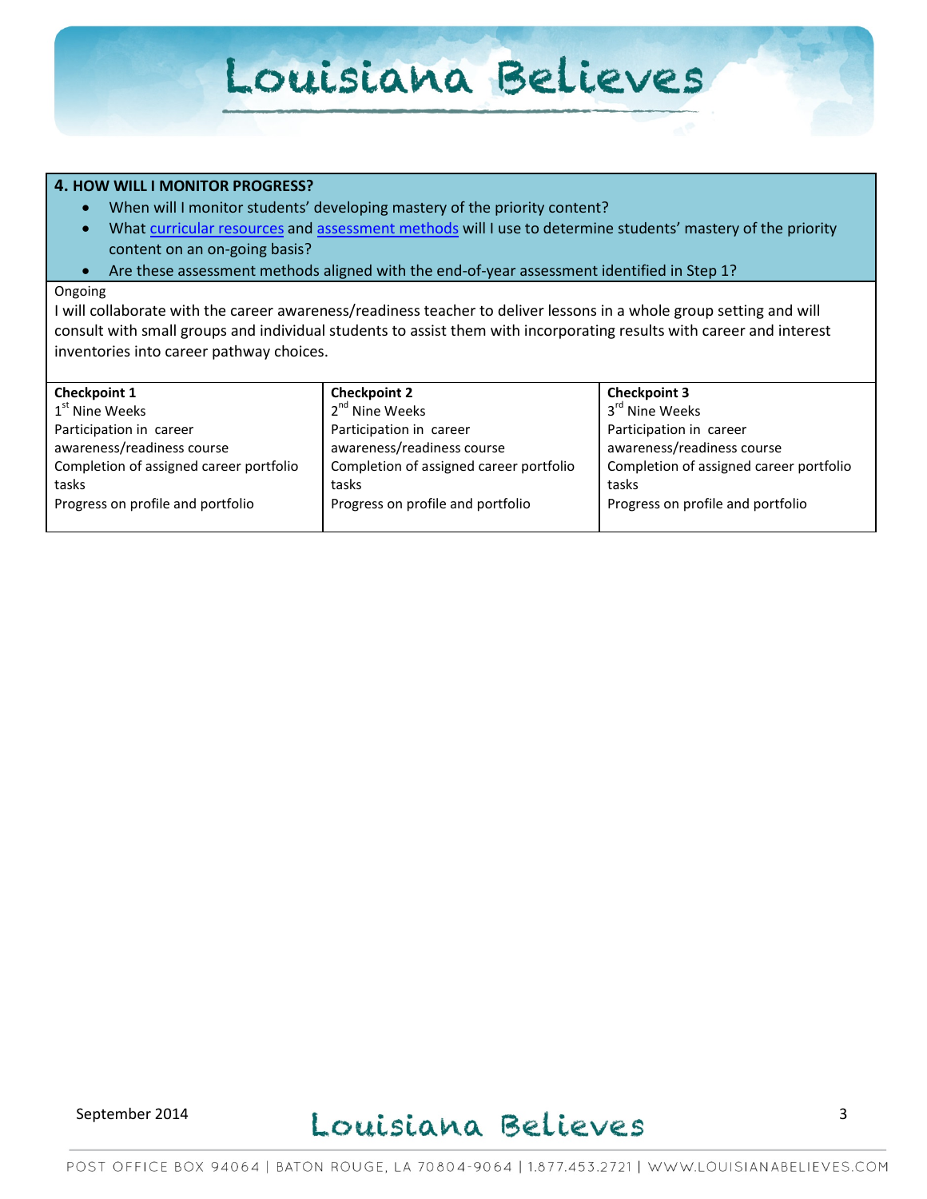**4. HOW WILL I MONITOR PROGRESS?**

- When will I monitor students' developing mastery of the priority content?
- What curricular resources and assessment methods will I use to determine students' mastery of the priority content on an on-going basis?
- Are these assessment methods aligned with the end-of-year assessment identified in Step 1?

Ongoing
I will collaborate with the career awareness/readiness teacher to deliver lessons in a whole group setting and will consult with small groups and individual students to assist them with incorporating results with career and interest inventories into career pathway choices.

| **Checkpoint 1** | **Checkpoint 2** | **Checkpoint 3** |
|---|---|---|
| 1st Nine Weeks<br>Participation in career awareness/readiness course<br>Completion of assigned career portfolio tasks<br>Progress on profile and portfolio | 2nd Nine Weeks<br>Participation in career awareness/readiness course<br>Completion of assigned career portfolio tasks<br>Progress on profile and portfolio | 3rd Nine Weeks<br>Participation in career awareness/readiness course<br>Completion of assigned career portfolio tasks<br>Progress on profile and portfolio |